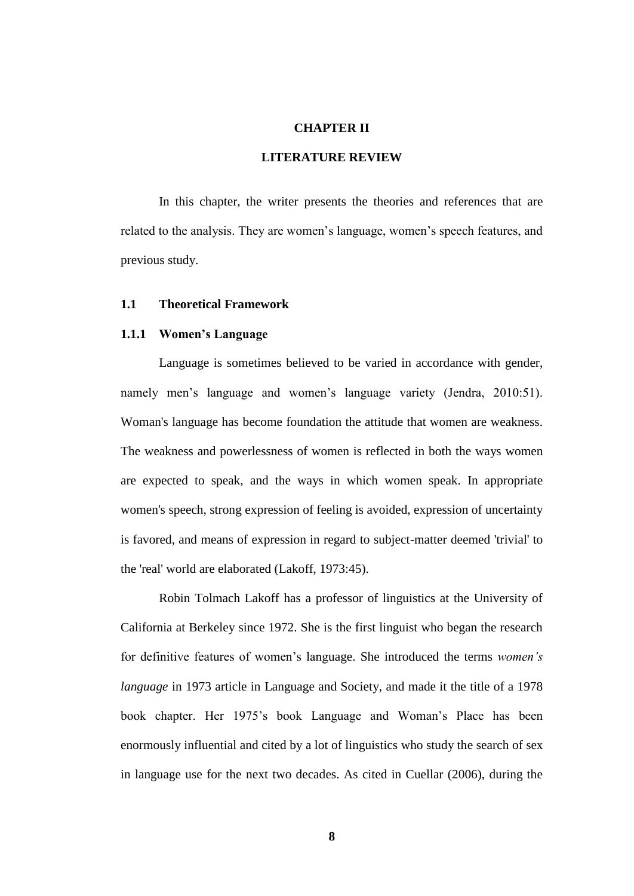# CHAPTER II

# LITERATURE REVIEW

In this chapter, the writer presents the theories and references that are related to the analysis. They are women's language, women's speech features, and previous study.

## 1.1 Theoretical Framework

### 1.1.1 Women's Language

Language is sometimes believed to be varied in accordance with gender, namely men's language and women's language variety (Jendra, 2010:51). Woman's language has become foundation the attitude that women are weakness. The weakness and powerlessness of women is reflected in both the ways women are expected to speak, and the ways in which women speak. In appropriate women's speech, strong expression of feeling is avoided, expression of uncertainty is favored, and means of expression in regard to subject-matter deemed 'trivial' to the 'real' world are elaborated (Lakoff, 1973:45).

Robin Tolmach Lakoff has a professor of linguistics at the University of California at Berkeley since 1972. She is the first linguist who began the research for definitive features of women's language. She introduced the terms *women's language* in 1973 article in Language and Society, and made it the title of a 1978 book chapter. Her 1975's book Language and Woman's Place has been enormously influential and cited by a lot of linguistics who study the search of sex in language use for the next two decades. As cited in Cuellar (2006), during the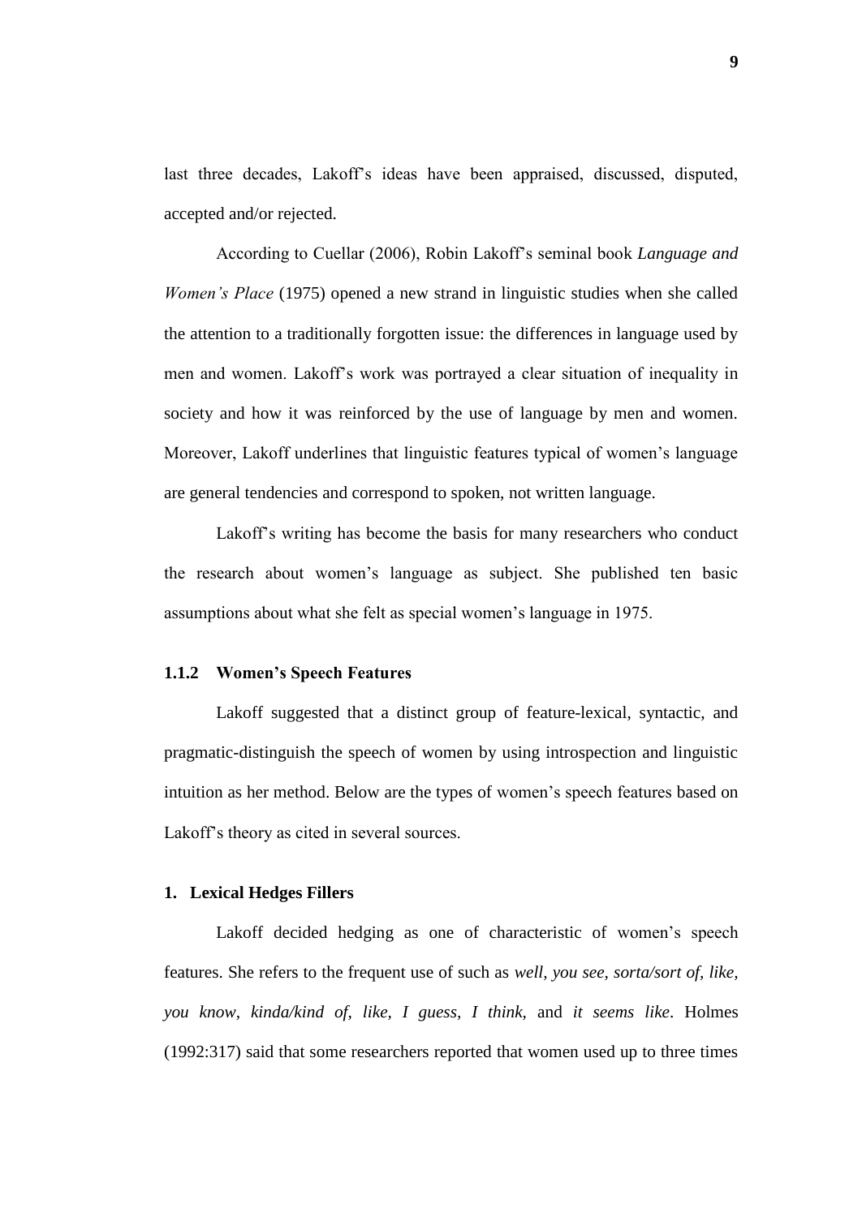last three decades, Lakoff's ideas have been appraised, discussed, disputed, accepted and/or rejected.

According to Cuellar (2006), Robin Lakoff's seminal book *Language and Women's Place* (1975) opened a new strand in linguistic studies when she called the attention to a traditionally forgotten issue: the differences in language used by men and women. Lakoff's work was portrayed a clear situation of inequality in society and how it was reinforced by the use of language by men and women. Moreover, Lakoff underlines that linguistic features typical of women's language are general tendencies and correspond to spoken, not written language.

Lakoff's writing has become the basis for many researchers who conduct the research about women's language as subject. She published ten basic assumptions about what she felt as special women's language in 1975.

### 1.1.2 Women's Speech Features

Lakoff suggested that a distinct group of feature-lexical, syntactic, and pragmatic-distinguish the speech of women by using introspection and linguistic intuition as her method. Below are the types of women's speech features based on Lakoff's theory as cited in several sources.

#### 1. Lexical Hedges Fillers

Lakoff decided hedging as one of characteristic of women's speech features. She refers to the frequent use of such as *well, you see, sorta/sort of, like, you know, kinda/kind of, like, I guess, I think,* and *it seems like*. Holmes (1992:317) said that some researchers reported that women used up to three times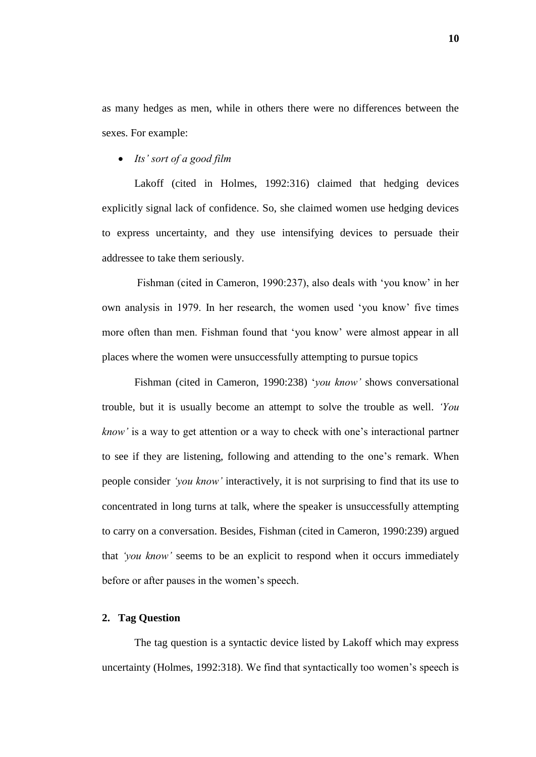as many hedges as men, while in others there were no differences between the sexes. For example:

- *Its' sort of a good film*

Lakoff (cited in Holmes, 1992:316) claimed that hedging devices explicitly signal lack of confidence. So, she claimed women use hedging devices to express uncertainty, and they use intensifying devices to persuade their addressee to take them seriously.

Fishman (cited in Cameron, 1990:237), also deals with 'you know' in her own analysis in 1979. In her research, the women used 'you know' five times more often than men. Fishman found that 'you know' were almost appear in all places where the women were unsuccessfully attempting to pursue topics

Fishman (cited in Cameron, 1990:238) '*you know'* shows conversational trouble, but it is usually become an attempt to solve the trouble as well. *'You know'* is a way to get attention or a way to check with one's interactional partner to see if they are listening, following and attending to the one's remark. When people consider *'you know'* interactively, it is not surprising to find that its use to concentrated in long turns at talk, where the speaker is unsuccessfully attempting to carry on a conversation. Besides, Fishman (cited in Cameron, 1990:239) argued that *'you know'* seems to be an explicit to respond when it occurs immediately before or after pauses in the women's speech.

**2. Tag Question**

The tag question is a syntactic device listed by Lakoff which may express uncertainty (Holmes, 1992:318). We find that syntactically too women's speech is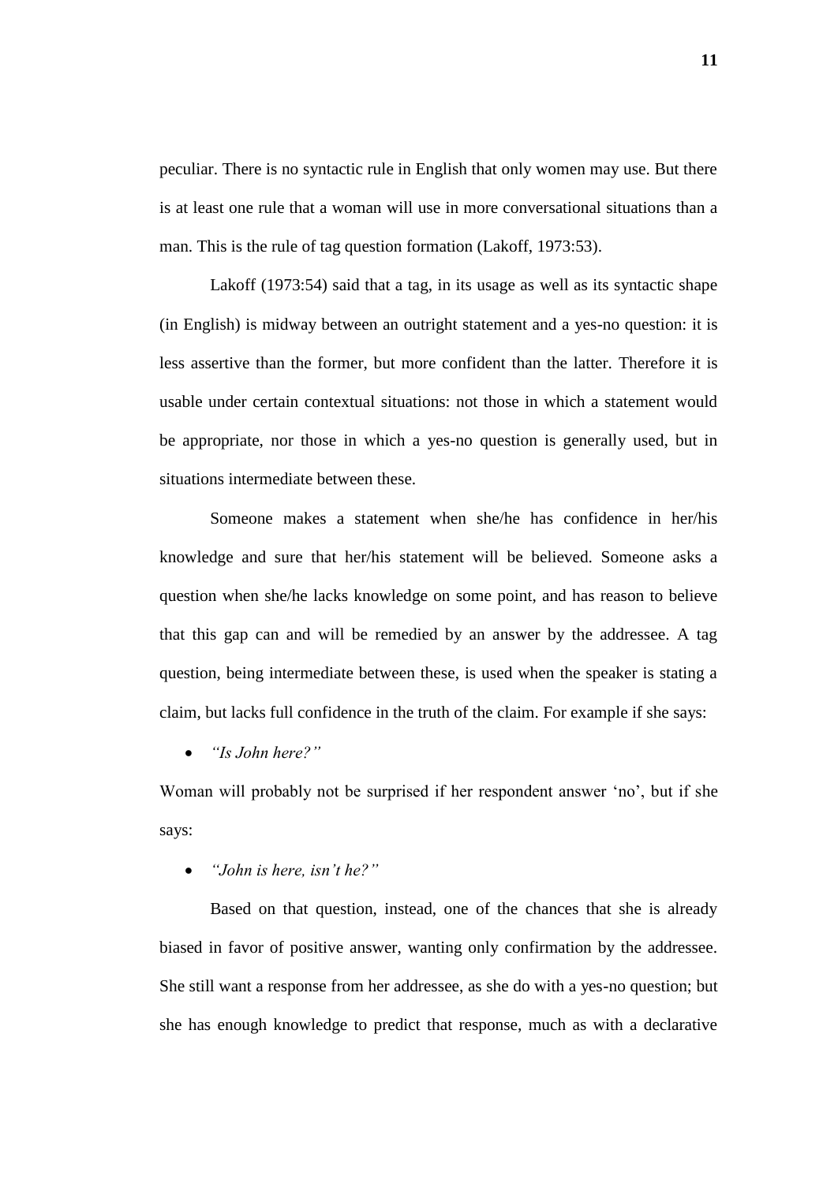peculiar. There is no syntactic rule in English that only women may use. But there is at least one rule that a woman will use in more conversational situations than a man. This is the rule of tag question formation (Lakoff, 1973:53).

Lakoff (1973:54) said that a tag, in its usage as well as its syntactic shape (in English) is midway between an outright statement and a yes-no question: it is less assertive than the former, but more confident than the latter. Therefore it is usable under certain contextual situations: not those in which a statement would be appropriate, nor those in which a yes-no question is generally used, but in situations intermediate between these.

Someone makes a statement when she/he has confidence in her/his knowledge and sure that her/his statement will be believed. Someone asks a question when she/he lacks knowledge on some point, and has reason to believe that this gap can and will be remedied by an answer by the addressee. A tag question, being intermediate between these, is used when the speaker is stating a claim, but lacks full confidence in the truth of the claim. For example if she says:

- *"Is John here?"*

Woman will probably not be surprised if her respondent answer 'no', but if she says:

- *"John is here, isn't he?"*

Based on that question, instead, one of the chances that she is already biased in favor of positive answer, wanting only confirmation by the addressee. She still want a response from her addressee, as she do with a yes-no question; but she has enough knowledge to predict that response, much as with a declarative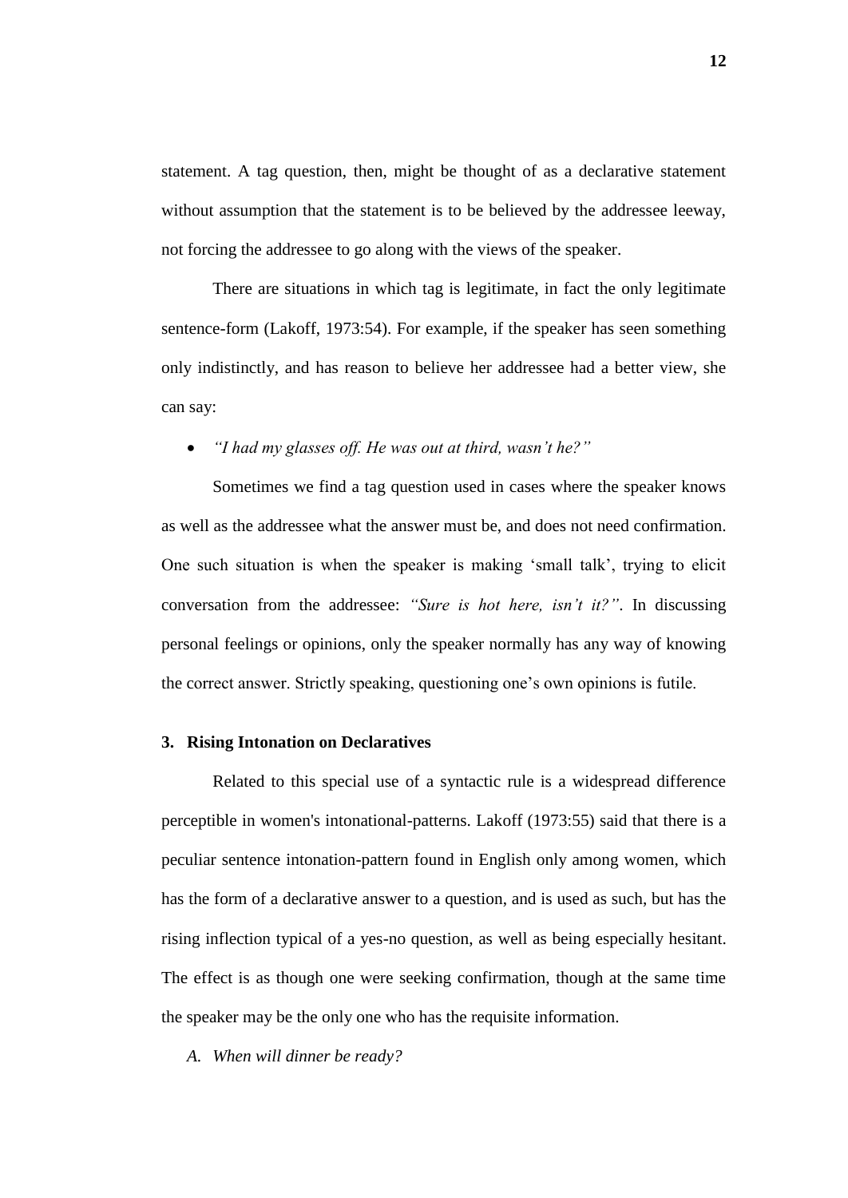statement. A tag question, then, might be thought of as a declarative statement without assumption that the statement is to be believed by the addressee leeway, not forcing the addressee to go along with the views of the speaker.

There are situations in which tag is legitimate, in fact the only legitimate sentence-form (Lakoff, 1973:54). For example, if the speaker has seen something only indistinctly, and has reason to believe her addressee had a better view, she can say:

- *"I had my glasses off. He was out at third, wasn't he?"*

Sometimes we find a tag question used in cases where the speaker knows as well as the addressee what the answer must be, and does not need confirmation. One such situation is when the speaker is making 'small talk', trying to elicit conversation from the addressee: *"Sure is hot here, isn't it?"*. In discussing personal feelings or opinions, only the speaker normally has any way of knowing the correct answer. Strictly speaking, questioning one's own opinions is futile.

**3. Rising Intonation on Declaratives**

Related to this special use of a syntactic rule is a widespread difference perceptible in women's intonational-patterns. Lakoff (1973:55) said that there is a peculiar sentence intonation-pattern found in English only among women, which has the form of a declarative answer to a question, and is used as such, but has the rising inflection typical of a yes-no question, as well as being especially hesitant. The effect is as though one were seeking confirmation, though at the same time the speaker may be the only one who has the requisite information.

*A. When will dinner be ready?*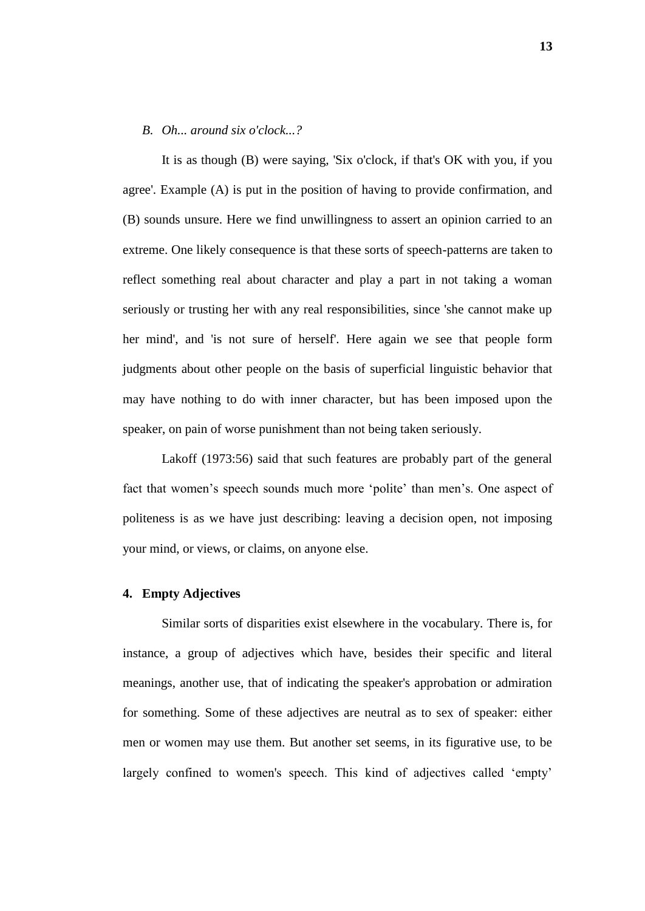*B. Oh... around six o'clock...?*

It is as though (B) were saying, 'Six o'clock, if that's OK with you, if you agree'. Example (A) is put in the position of having to provide confirmation, and (B) sounds unsure. Here we find unwillingness to assert an opinion carried to an extreme. One likely consequence is that these sorts of speech-patterns are taken to reflect something real about character and play a part in not taking a woman seriously or trusting her with any real responsibilities, since 'she cannot make up her mind', and 'is not sure of herself'. Here again we see that people form judgments about other people on the basis of superficial linguistic behavior that may have nothing to do with inner character, but has been imposed upon the speaker, on pain of worse punishment than not being taken seriously.

Lakoff (1973:56) said that such features are probably part of the general fact that women's speech sounds much more 'polite' than men's. One aspect of politeness is as we have just describing: leaving a decision open, not imposing your mind, or views, or claims, on anyone else.

**4. Empty Adjectives**

Similar sorts of disparities exist elsewhere in the vocabulary. There is, for instance, a group of adjectives which have, besides their specific and literal meanings, another use, that of indicating the speaker's approbation or admiration for something. Some of these adjectives are neutral as to sex of speaker: either men or women may use them. But another set seems, in its figurative use, to be largely confined to women's speech. This kind of adjectives called 'empty'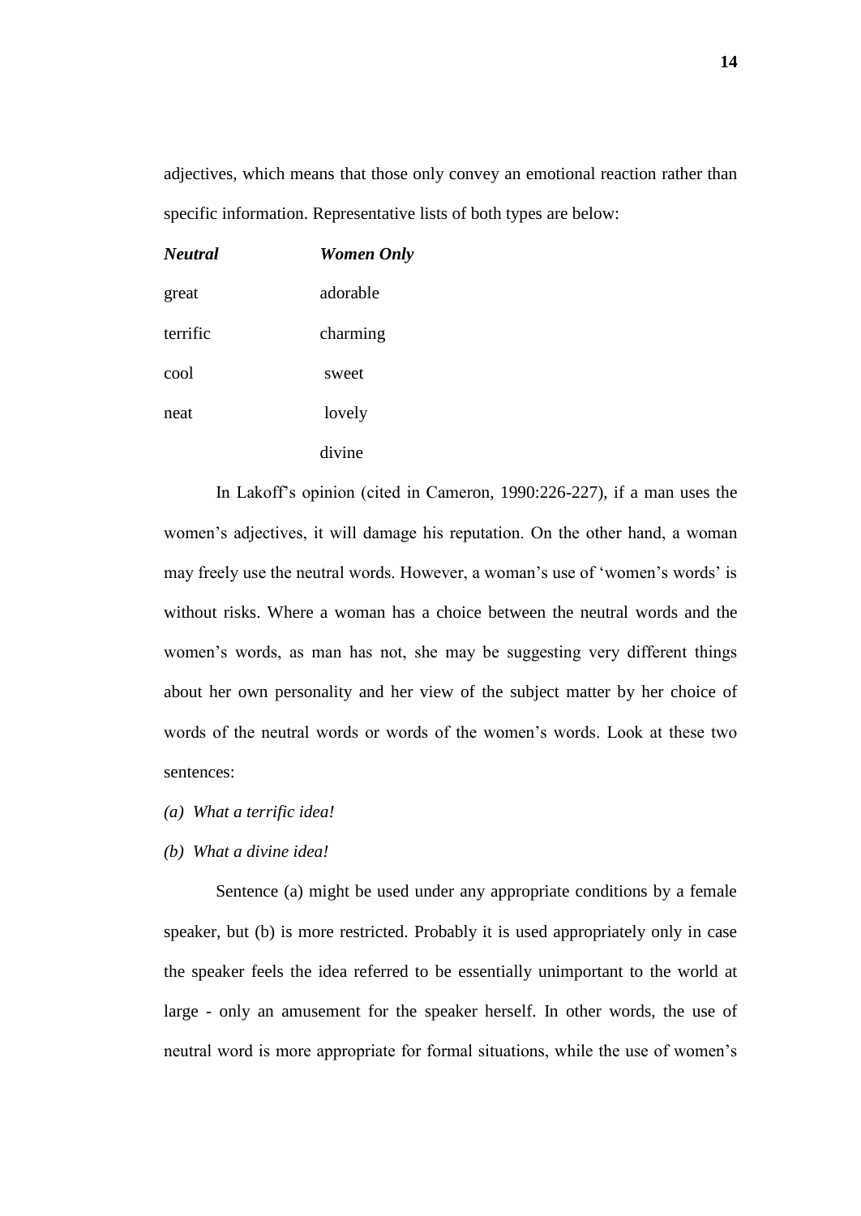adjectives, which means that those only convey an emotional reaction rather than specific information. Representative lists of both types are below:

| ***Neutral*** | ***Women Only*** |
|---|---|
| great | adorable |
| terrific | charming |
| cool | sweet |
| neat | lovely |
| | divine |

In Lakoff's opinion (cited in Cameron, 1990:226-227), if a man uses the women's adjectives, it will damage his reputation. On the other hand, a woman may freely use the neutral words. However, a woman's use of 'women's words' is without risks. Where a woman has a choice between the neutral words and the women's words, as man has not, she may be suggesting very different things about her own personality and her view of the subject matter by her choice of words of the neutral words or words of the women's words. Look at these two sentences:

*(a) What a terrific idea!*

*(b) What a divine idea!*

Sentence (a) might be used under any appropriate conditions by a female speaker, but (b) is more restricted. Probably it is used appropriately only in case the speaker feels the idea referred to be essentially unimportant to the world at large - only an amusement for the speaker herself. In other words, the use of neutral word is more appropriate for formal situations, while the use of women's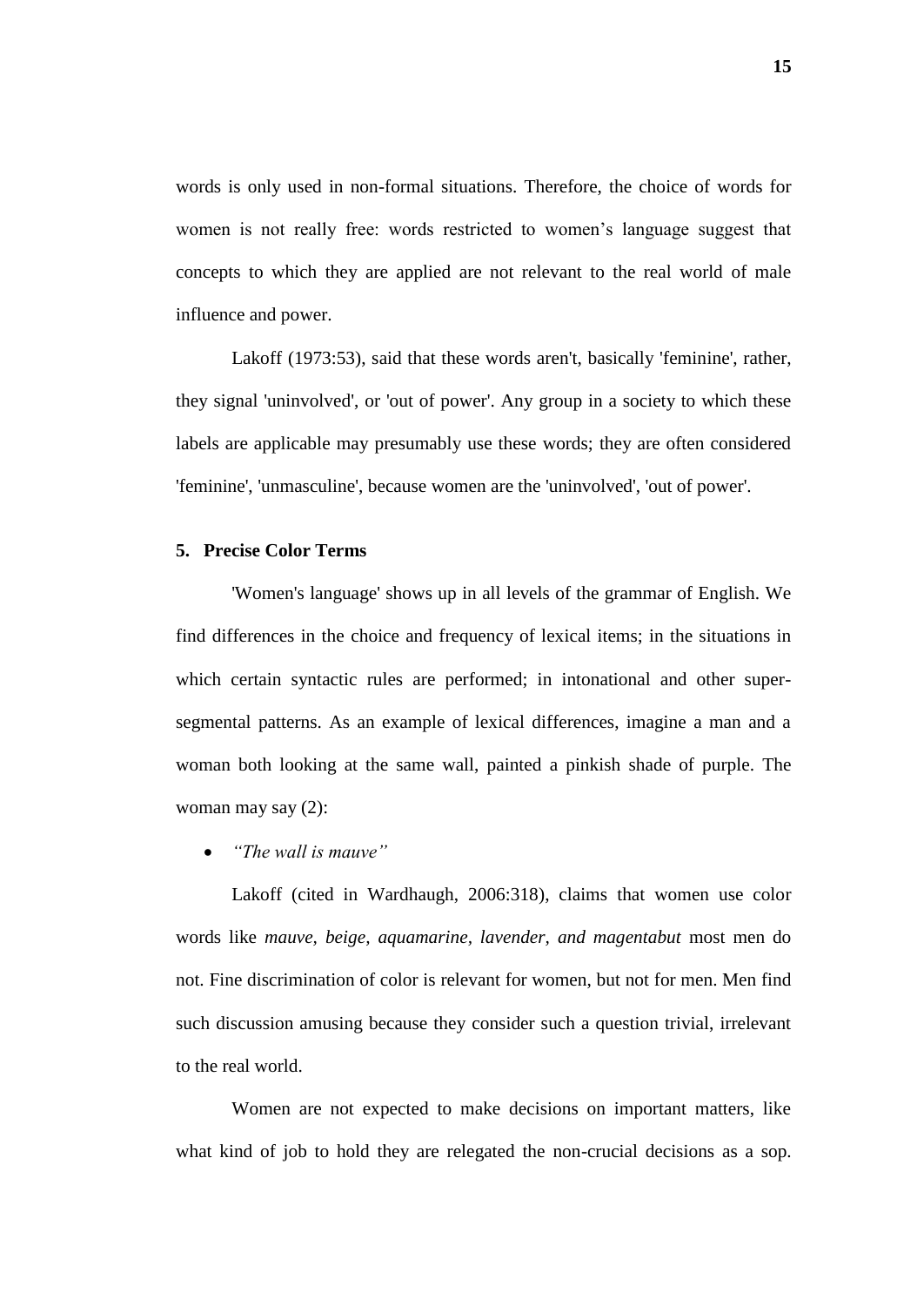words is only used in non-formal situations. Therefore, the choice of words for women is not really free: words restricted to women's language suggest that concepts to which they are applied are not relevant to the real world of male influence and power.

Lakoff (1973:53), said that these words aren't, basically 'feminine', rather, they signal 'uninvolved', or 'out of power'. Any group in a society to which these labels are applicable may presumably use these words; they are often considered 'feminine', 'unmasculine', because women are the 'uninvolved', 'out of power'.

**5. Precise Color Terms**

'Women's language' shows up in all levels of the grammar of English. We find differences in the choice and frequency of lexical items; in the situations in which certain syntactic rules are performed; in intonational and other super-segmental patterns. As an example of lexical differences, imagine a man and a woman both looking at the same wall, painted a pinkish shade of purple. The woman may say (2):

- *"The wall is mauve"*

Lakoff (cited in Wardhaugh, 2006:318), claims that women use color words like *mauve, beige, aquamarine, lavender, and magentabut* most men do not. Fine discrimination of color is relevant for women, but not for men. Men find such discussion amusing because they consider such a question trivial, irrelevant to the real world.

Women are not expected to make decisions on important matters, like what kind of job to hold they are relegated the non-crucial decisions as a sop.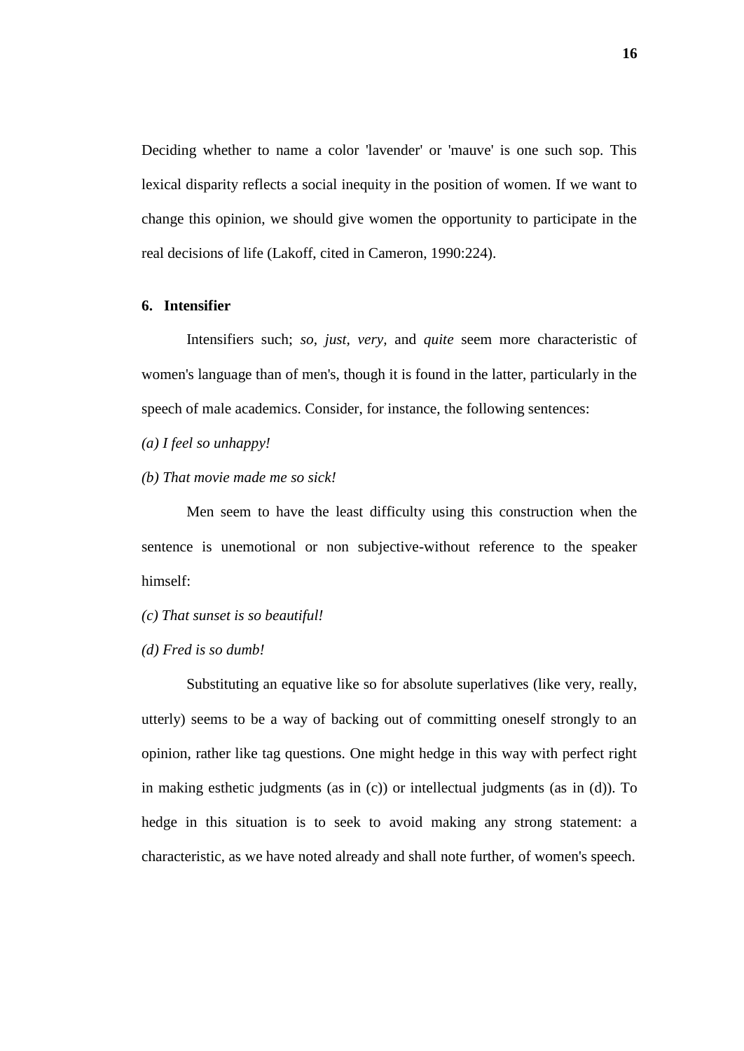Deciding whether to name a color 'lavender' or 'mauve' is one such sop. This lexical disparity reflects a social inequity in the position of women. If we want to change this opinion, we should give women the opportunity to participate in the real decisions of life (Lakoff, cited in Cameron, 1990:224).

**6. Intensifier**

Intensifiers such; *so, just, very,* and *quite* seem more characteristic of women's language than of men's, though it is found in the latter, particularly in the speech of male academics. Consider, for instance, the following sentences:

*(a) I feel so unhappy!*

*(b) That movie made me so sick!*

Men seem to have the least difficulty using this construction when the sentence is unemotional or non subjective-without reference to the speaker himself:

*(c) That sunset is so beautiful!*

*(d) Fred is so dumb!*

Substituting an equative like so for absolute superlatives (like very, really, utterly) seems to be a way of backing out of committing oneself strongly to an opinion, rather like tag questions. One might hedge in this way with perfect right in making esthetic judgments (as in (c)) or intellectual judgments (as in (d)). To hedge in this situation is to seek to avoid making any strong statement: a characteristic, as we have noted already and shall note further, of women's speech.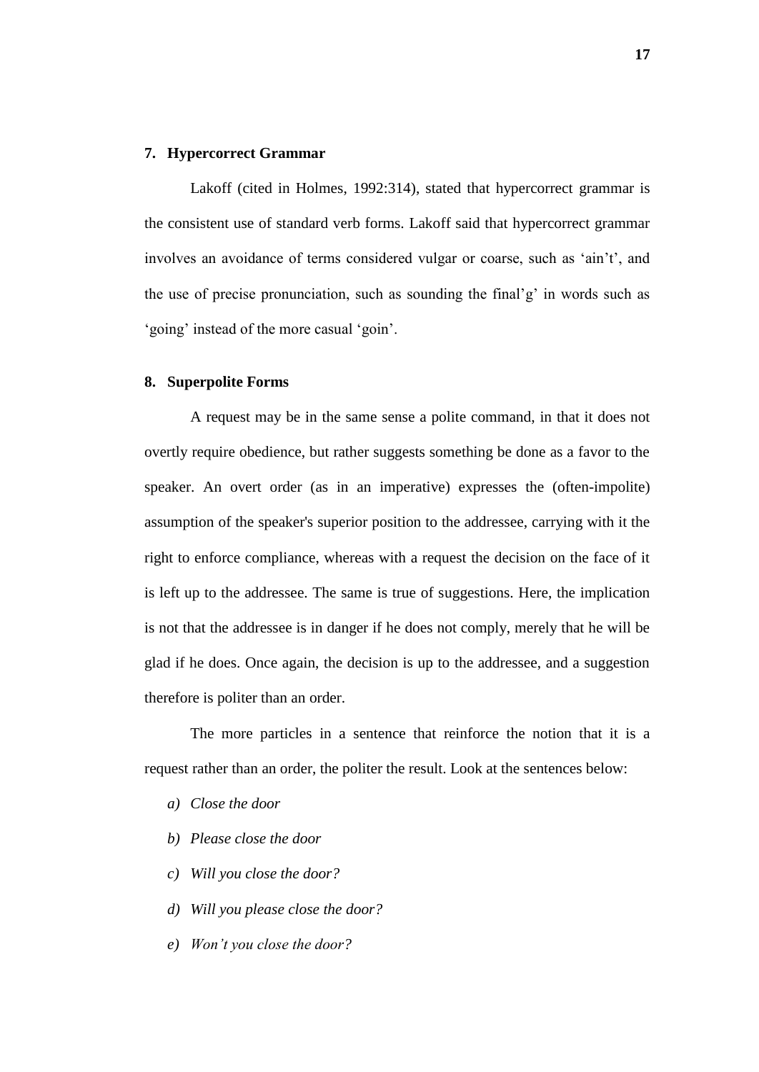### 7. Hypercorrect Grammar

Lakoff (cited in Holmes, 1992:314), stated that hypercorrect grammar is the consistent use of standard verb forms. Lakoff said that hypercorrect grammar involves an avoidance of terms considered vulgar or coarse, such as 'ain't', and the use of precise pronunciation, such as sounding the final'g' in words such as 'going' instead of the more casual 'goin'.

### 8. Superpolite Forms

A request may be in the same sense a polite command, in that it does not overtly require obedience, but rather suggests something be done as a favor to the speaker. An overt order (as in an imperative) expresses the (often-impolite) assumption of the speaker's superior position to the addressee, carrying with it the right to enforce compliance, whereas with a request the decision on the face of it is left up to the addressee. The same is true of suggestions. Here, the implication is not that the addressee is in danger if he does not comply, merely that he will be glad if he does. Once again, the decision is up to the addressee, and a suggestion therefore is politer than an order.

The more particles in a sentence that reinforce the notion that it is a request rather than an order, the politer the result. Look at the sentences below:

a) *Close the door*
b) *Please close the door*
c) *Will you close the door?*
d) *Will you please close the door?*
e) *Won't you close the door?*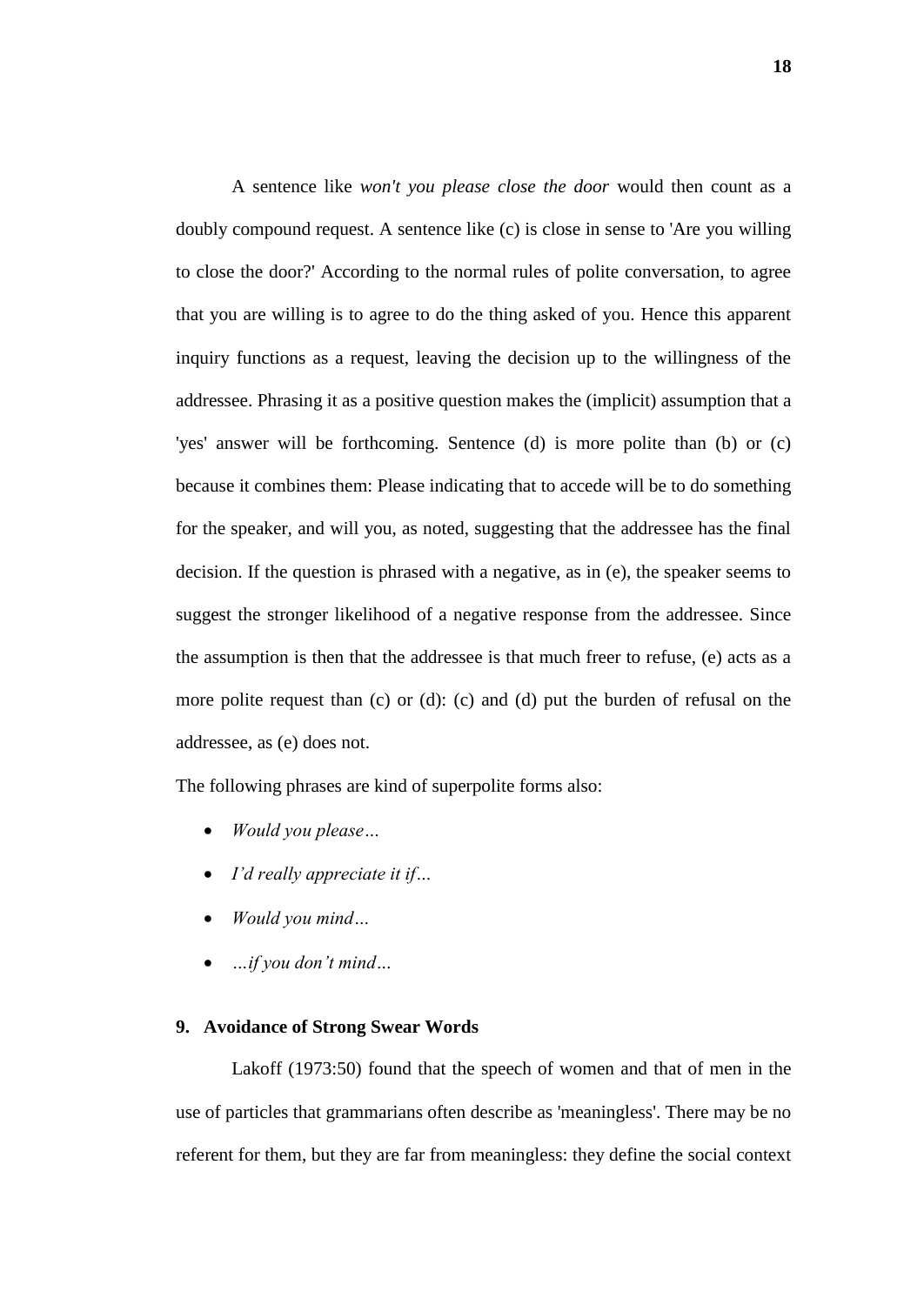A sentence like *won't you please close the door* would then count as a doubly compound request. A sentence like (c) is close in sense to 'Are you willing to close the door?' According to the normal rules of polite conversation, to agree that you are willing is to agree to do the thing asked of you. Hence this apparent inquiry functions as a request, leaving the decision up to the willingness of the addressee. Phrasing it as a positive question makes the (implicit) assumption that a 'yes' answer will be forthcoming. Sentence (d) is more polite than (b) or (c) because it combines them: Please indicating that to accede will be to do something for the speaker, and will you, as noted, suggesting that the addressee has the final decision. If the question is phrased with a negative, as in (e), the speaker seems to suggest the stronger likelihood of a negative response from the addressee. Since the assumption is then that the addressee is that much freer to refuse, (e) acts as a more polite request than (c) or (d): (c) and (d) put the burden of refusal on the addressee, as (e) does not.

The following phrases are kind of superpolite forms also:

- *Would you please…*
- *I'd really appreciate it if…*
- *Would you mind…*
- *…if you don't mind…*

**9. Avoidance of Strong Swear Words**

Lakoff (1973:50) found that the speech of women and that of men in the use of particles that grammarians often describe as 'meaningless'. There may be no referent for them, but they are far from meaningless: they define the social context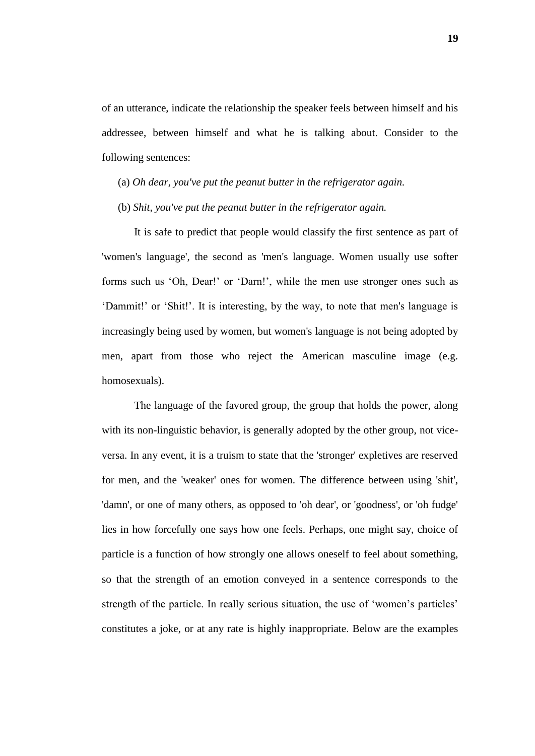of an utterance, indicate the relationship the speaker feels between himself and his addressee, between himself and what he is talking about. Consider to the following sentences:

(a) *Oh dear, you've put the peanut butter in the refrigerator again.*

(b) *Shit, you've put the peanut butter in the refrigerator again.*

It is safe to predict that people would classify the first sentence as part of 'women's language', the second as 'men's language. Women usually use softer forms such us 'Oh, Dear!' or 'Darn!', while the men use stronger ones such as 'Dammit!' or 'Shit!'. It is interesting, by the way, to note that men's language is increasingly being used by women, but women's language is not being adopted by men, apart from those who reject the American masculine image (e.g. homosexuals).

The language of the favored group, the group that holds the power, along with its non-linguistic behavior, is generally adopted by the other group, not vice-versa. In any event, it is a truism to state that the 'stronger' expletives are reserved for men, and the 'weaker' ones for women. The difference between using 'shit', 'damn', or one of many others, as opposed to 'oh dear', or 'goodness', or 'oh fudge' lies in how forcefully one says how one feels. Perhaps, one might say, choice of particle is a function of how strongly one allows oneself to feel about something, so that the strength of an emotion conveyed in a sentence corresponds to the strength of the particle. In really serious situation, the use of 'women's particles' constitutes a joke, or at any rate is highly inappropriate. Below are the examples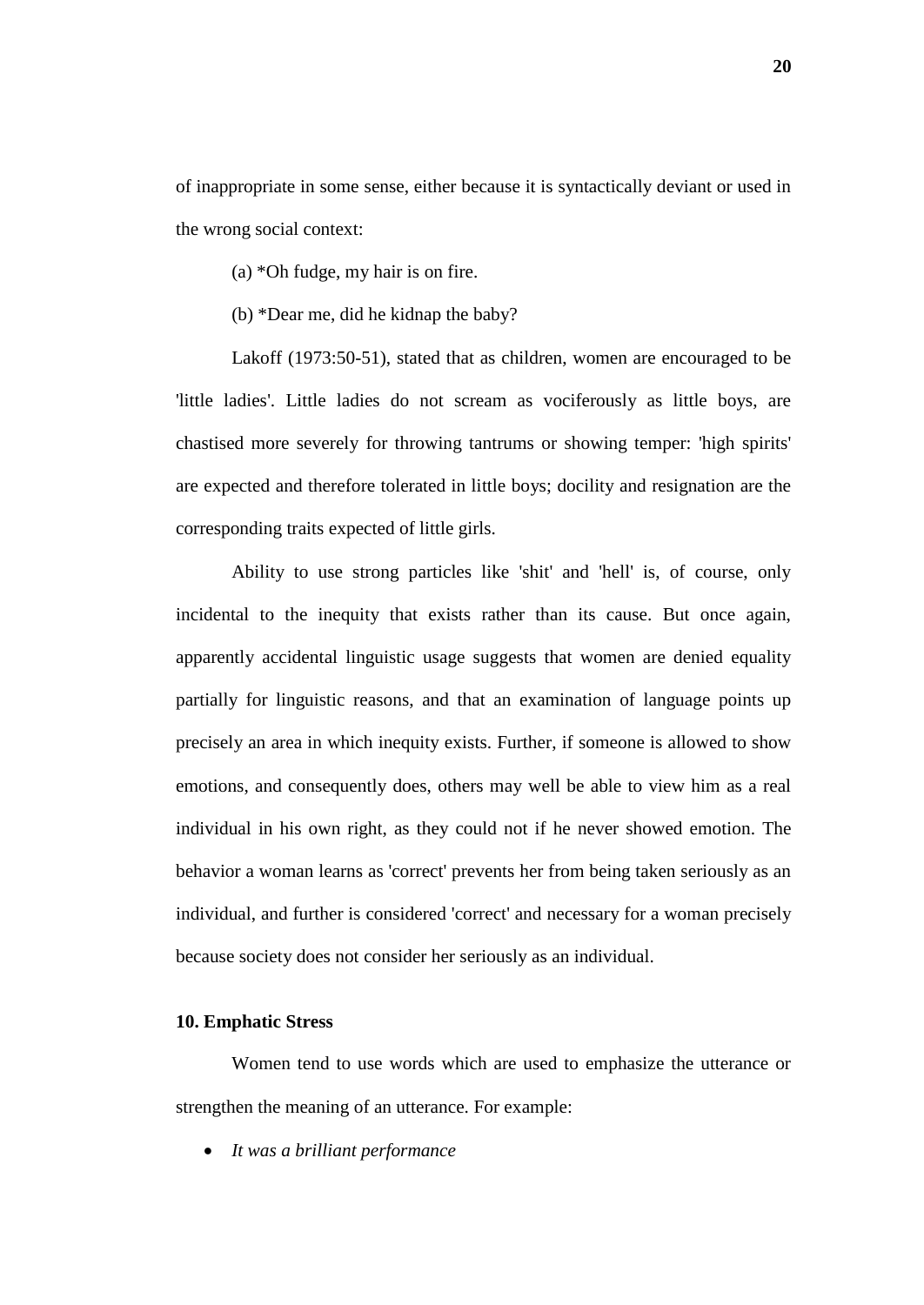of inappropriate in some sense, either because it is syntactically deviant or used in the wrong social context:

(a) *Oh fudge, my hair is on fire.

(b) *Dear me, did he kidnap the baby?

Lakoff (1973:50-51), stated that as children, women are encouraged to be 'little ladies'. Little ladies do not scream as vociferously as little boys, are chastised more severely for throwing tantrums or showing temper: 'high spirits' are expected and therefore tolerated in little boys; docility and resignation are the corresponding traits expected of little girls.

Ability to use strong particles like 'shit' and 'hell' is, of course, only incidental to the inequity that exists rather than its cause. But once again, apparently accidental linguistic usage suggests that women are denied equality partially for linguistic reasons, and that an examination of language points up precisely an area in which inequity exists. Further, if someone is allowed to show emotions, and consequently does, others may well be able to view him as a real individual in his own right, as they could not if he never showed emotion. The behavior a woman learns as 'correct' prevents her from being taken seriously as an individual, and further is considered 'correct' and necessary for a woman precisely because society does not consider her seriously as an individual.

**10. Emphatic Stress**

Women tend to use words which are used to emphasize the utterance or strengthen the meaning of an utterance. For example:

- *It was a brilliant performance*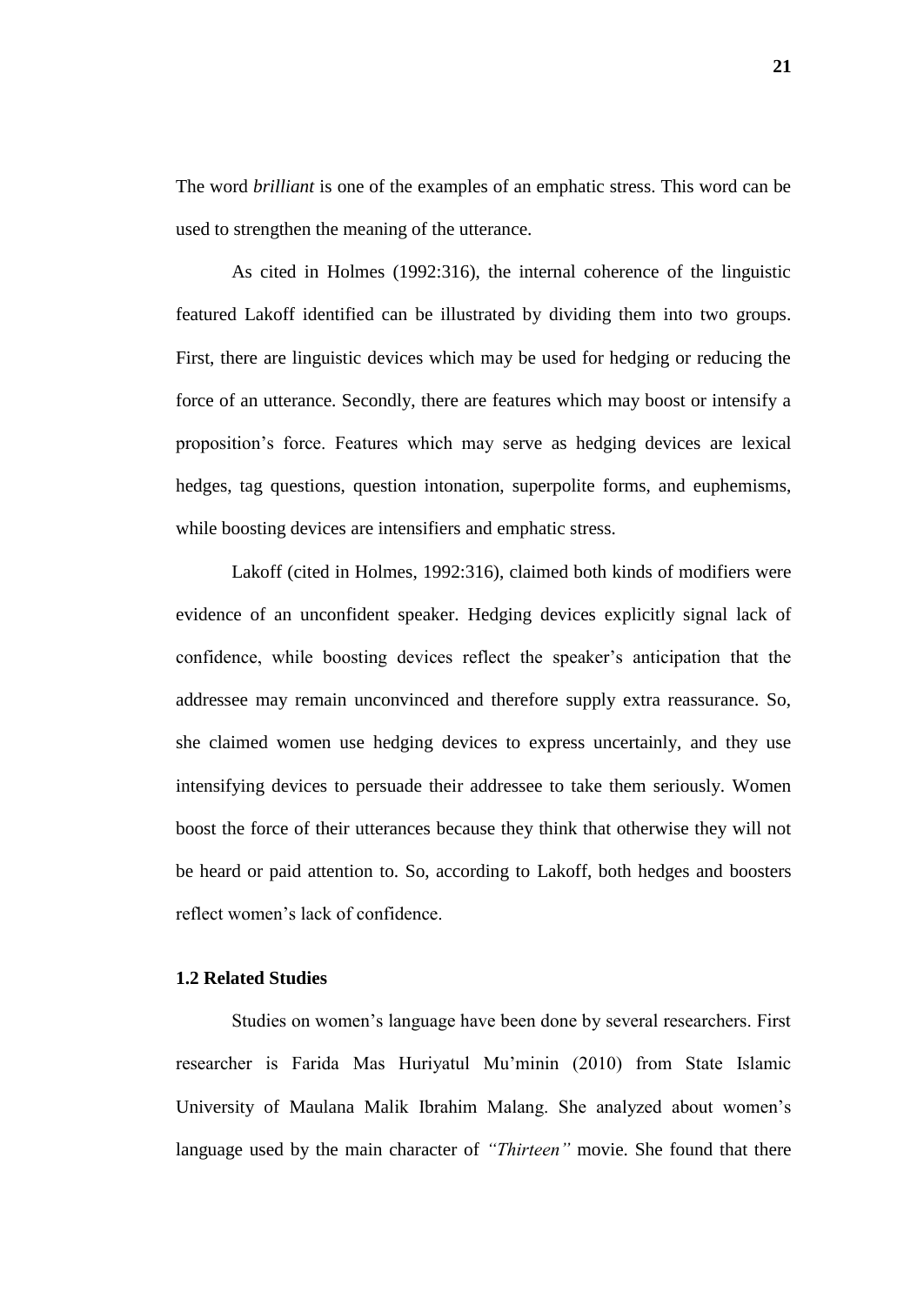The word *brilliant* is one of the examples of an emphatic stress. This word can be used to strengthen the meaning of the utterance.

As cited in Holmes (1992:316), the internal coherence of the linguistic featured Lakoff identified can be illustrated by dividing them into two groups. First, there are linguistic devices which may be used for hedging or reducing the force of an utterance. Secondly, there are features which may boost or intensify a proposition's force. Features which may serve as hedging devices are lexical hedges, tag questions, question intonation, superpolite forms, and euphemisms, while boosting devices are intensifiers and emphatic stress.

Lakoff (cited in Holmes, 1992:316), claimed both kinds of modifiers were evidence of an unconfident speaker. Hedging devices explicitly signal lack of confidence, while boosting devices reflect the speaker's anticipation that the addressee may remain unconvinced and therefore supply extra reassurance. So, she claimed women use hedging devices to express uncertainly, and they use intensifying devices to persuade their addressee to take them seriously. Women boost the force of their utterances because they think that otherwise they will not be heard or paid attention to. So, according to Lakoff, both hedges and boosters reflect women's lack of confidence.

### 1.2 Related Studies

Studies on women's language have been done by several researchers. First researcher is Farida Mas Huriyatul Mu'minin (2010) from State Islamic University of Maulana Malik Ibrahim Malang. She analyzed about women's language used by the main character of *"Thirteen"* movie. She found that there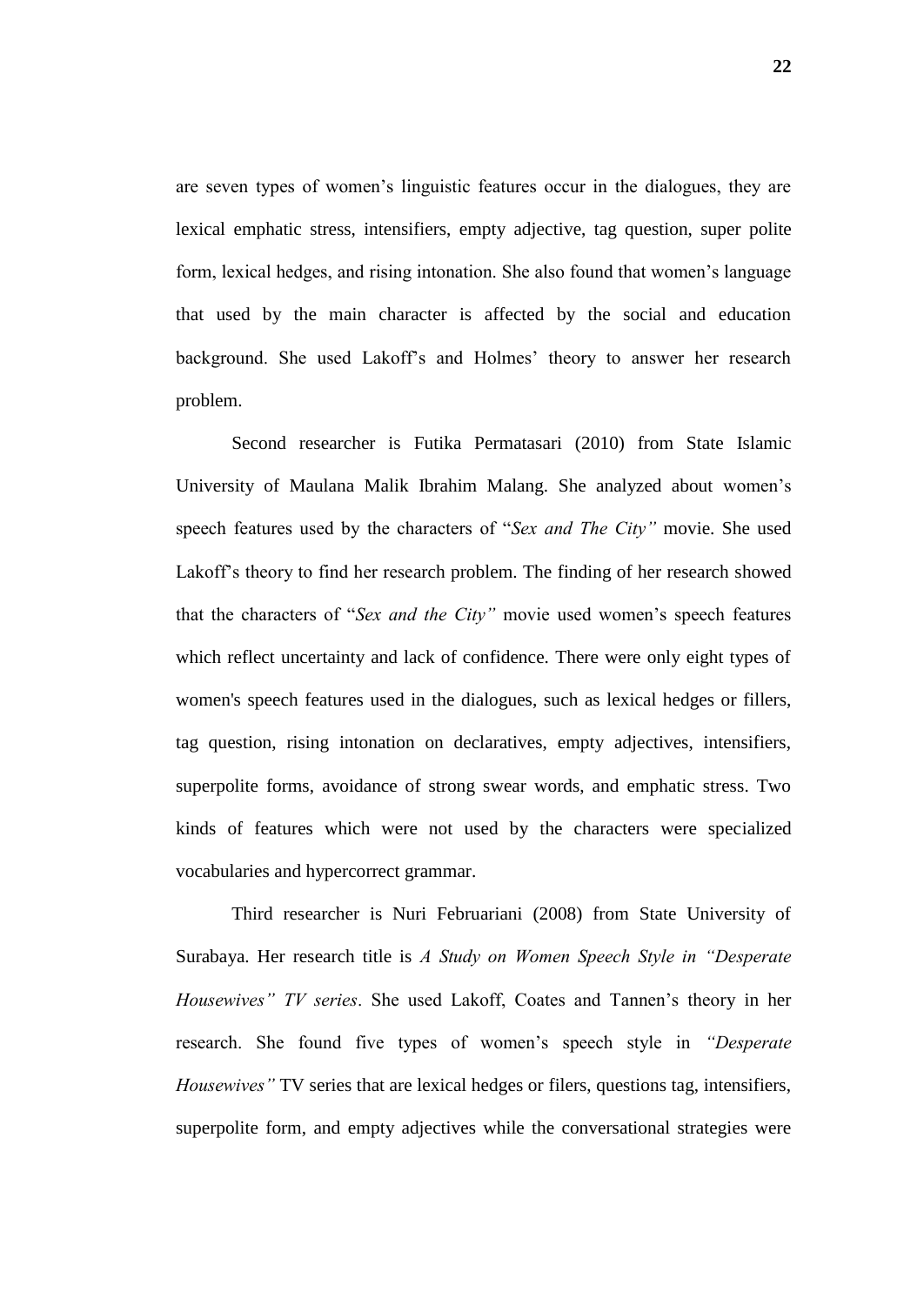are seven types of women's linguistic features occur in the dialogues, they are lexical emphatic stress, intensifiers, empty adjective, tag question, super polite form, lexical hedges, and rising intonation. She also found that women's language that used by the main character is affected by the social and education background. She used Lakoff's and Holmes' theory to answer her research problem.

Second researcher is Futika Permatasari (2010) from State Islamic University of Maulana Malik Ibrahim Malang. She analyzed about women's speech features used by the characters of "*Sex and The City"* movie. She used Lakoff's theory to find her research problem. The finding of her research showed that the characters of "*Sex and the City"* movie used women's speech features which reflect uncertainty and lack of confidence. There were only eight types of women's speech features used in the dialogues, such as lexical hedges or fillers, tag question, rising intonation on declaratives, empty adjectives, intensifiers, superpolite forms, avoidance of strong swear words, and emphatic stress. Two kinds of features which were not used by the characters were specialized vocabularies and hypercorrect grammar.

Third researcher is Nuri Februariani (2008) from State University of Surabaya. Her research title is *A Study on Women Speech Style in "Desperate Housewives" TV series*. She used Lakoff, Coates and Tannen's theory in her research. She found five types of women's speech style in *"Desperate Housewives"* TV series that are lexical hedges or filers, questions tag, intensifiers, superpolite form, and empty adjectives while the conversational strategies were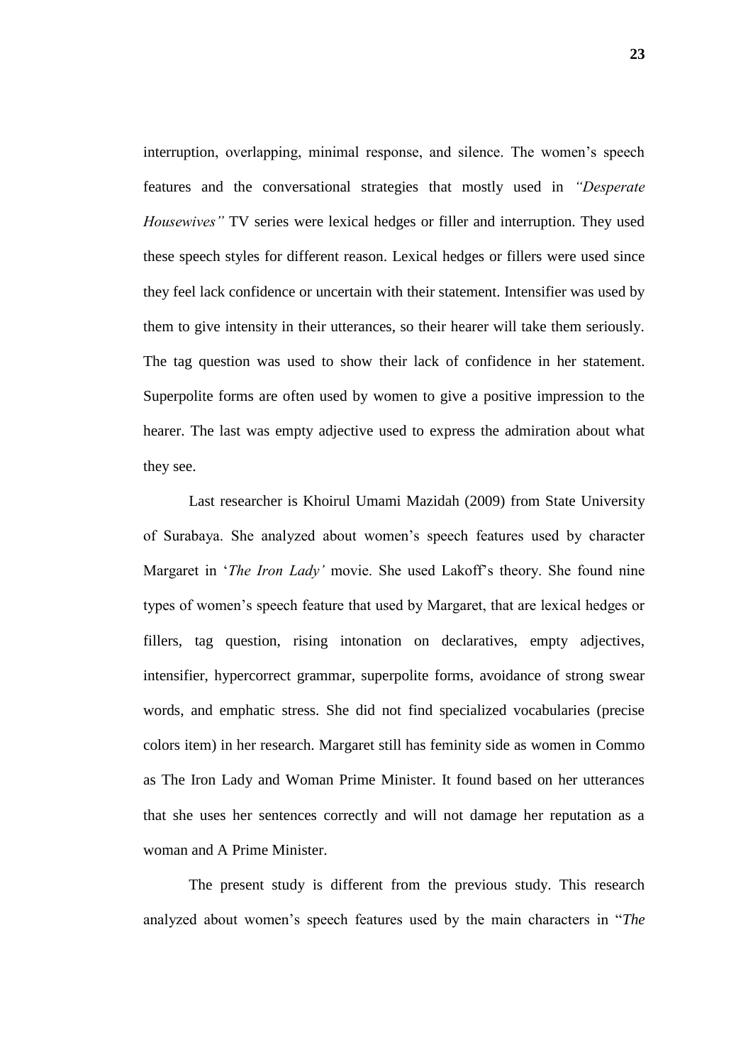interruption, overlapping, minimal response, and silence. The women's speech features and the conversational strategies that mostly used in *"Desperate Housewives"* TV series were lexical hedges or filler and interruption. They used these speech styles for different reason. Lexical hedges or fillers were used since they feel lack confidence or uncertain with their statement. Intensifier was used by them to give intensity in their utterances, so their hearer will take them seriously. The tag question was used to show their lack of confidence in her statement. Superpolite forms are often used by women to give a positive impression to the hearer. The last was empty adjective used to express the admiration about what they see.

Last researcher is Khoirul Umami Mazidah (2009) from State University of Surabaya. She analyzed about women's speech features used by character Margaret in '*The Iron Lady'* movie. She used Lakoff's theory. She found nine types of women's speech feature that used by Margaret, that are lexical hedges or fillers, tag question, rising intonation on declaratives, empty adjectives, intensifier, hypercorrect grammar, superpolite forms, avoidance of strong swear words, and emphatic stress. She did not find specialized vocabularies (precise colors item) in her research. Margaret still has feminity side as women in Commo as The Iron Lady and Woman Prime Minister. It found based on her utterances that she uses her sentences correctly and will not damage her reputation as a woman and A Prime Minister.

The present study is different from the previous study. This research analyzed about women's speech features used by the main characters in "*The*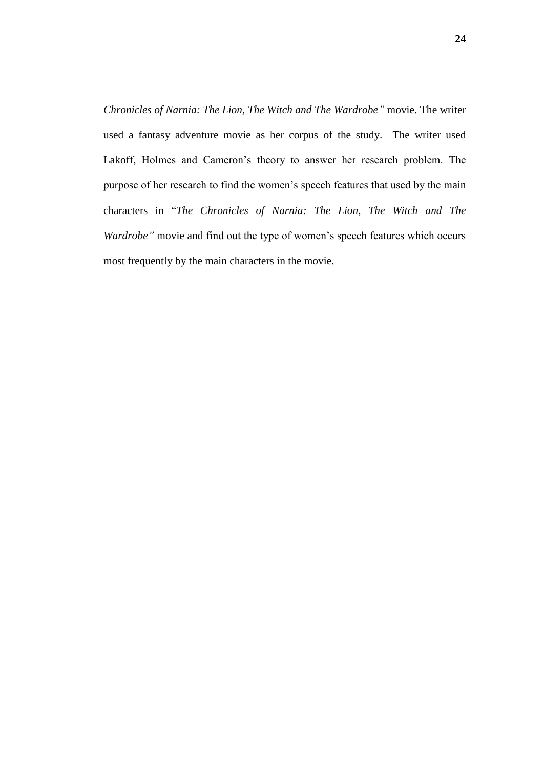*Chronicles of Narnia: The Lion, The Witch and The Wardrobe"* movie. The writer used a fantasy adventure movie as her corpus of the study. The writer used Lakoff, Holmes and Cameron's theory to answer her research problem. The purpose of her research to find the women's speech features that used by the main characters in "*The Chronicles of Narnia: The Lion, The Witch and The Wardrobe"* movie and find out the type of women's speech features which occurs most frequently by the main characters in the movie.